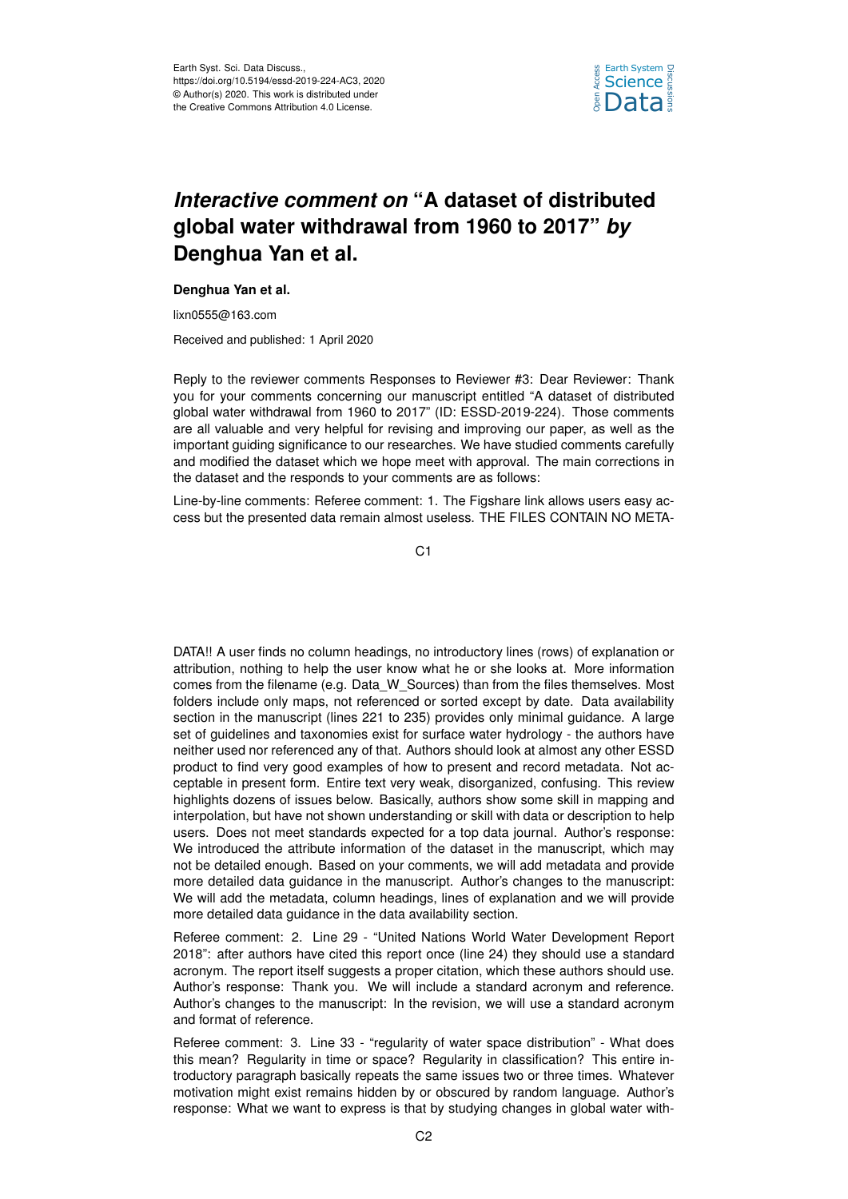Earth Syst. Sci. Data Discuss.,
https://doi.org/10.5194/essd-2019-224-AC3, 2020
© Author(s) 2020. This work is distributed under the Creative Commons Attribution 4.0 License.

# *Interactive comment on* "A dataset of distributed global water withdrawal from 1960 to 2017" *by* Denghua Yan et al.

**Denghua Yan et al.**

lixn0555@163.com

Received and published: 1 April 2020

Reply to the reviewer comments Responses to Reviewer #3: Dear Reviewer: Thank you for your comments concerning our manuscript entitled "A dataset of distributed global water withdrawal from 1960 to 2017" (ID: ESSD-2019-224). Those comments are all valuable and very helpful for revising and improving our paper, as well as the important guiding significance to our researches. We have studied comments carefully and modified the dataset which we hope meet with approval. The main corrections in the dataset and the responds to your comments are as follows:

Line-by-line comments: Referee comment: 1. The Figshare link allows users easy access but the presented data remain almost useless. THE FILES CONTAIN NO METADATA!! A user finds no column headings, no introductory lines (rows) of explanation or attribution, nothing to help the user know what he or she looks at. More information comes from the filename (e.g. Data_W_Sources) than from the files themselves. Most folders include only maps, not referenced or sorted except by date. Data availability section in the manuscript (lines 221 to 235) provides only minimal guidance. A large set of guidelines and taxonomies exist for surface water hydrology - the authors have neither used nor referenced any of that. Authors should look at almost any other ESSD product to find very good examples of how to present and record metadata. Not acceptable in present form. Entire text very weak, disorganized, confusing. This review highlights dozens of issues below. Basically, authors show some skill in mapping and interpolation, but have not shown understanding or skill with data or description to help users. Does not meet standards expected for a top data journal. Author's response: We introduced the attribute information of the dataset in the manuscript, which may not be detailed enough. Based on your comments, we will add metadata and provide more detailed data guidance in the manuscript. Author's changes to the manuscript: We will add the metadata, column headings, lines of explanation and we will provide more detailed data guidance in the data availability section.

Referee comment: 2. Line 29 - "United Nations World Water Development Report 2018": after authors have cited this report once (line 24) they should use a standard acronym. The report itself suggests a proper citation, which these authors should use. Author's response: Thank you. We will include a standard acronym and reference. Author's changes to the manuscript: In the revision, we will use a standard acronym and format of reference.

Referee comment: 3. Line 33 - "regularity of water space distribution" - What does this mean? Regularity in time or space? Regularity in classification? This entire introductory paragraph basically repeats the same issues two or three times. Whatever motivation might exist remains hidden by or obscured by random language. Author's response: What we want to express is that by studying changes in global water with-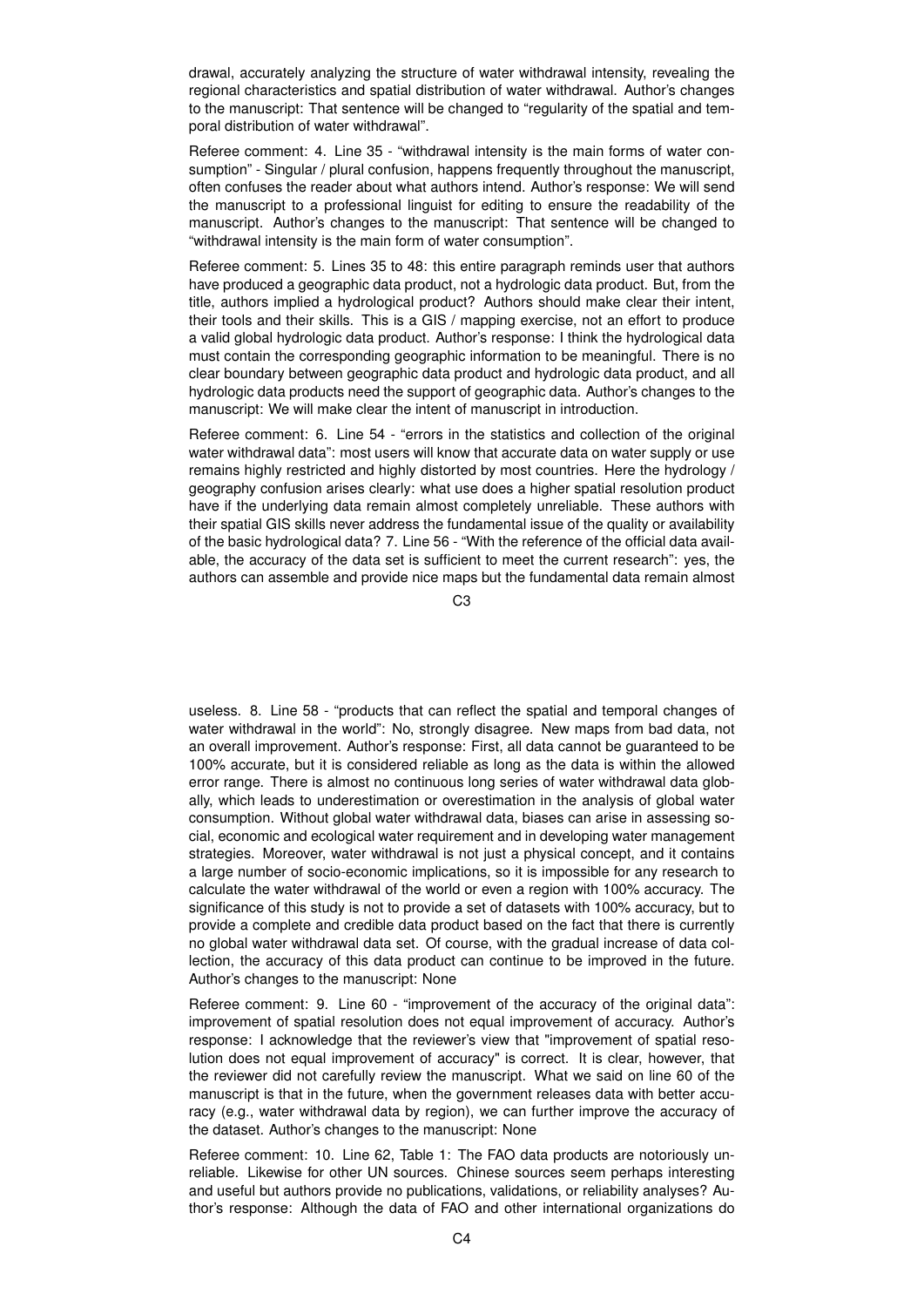drawal, accurately analyzing the structure of water withdrawal intensity, revealing the regional characteristics and spatial distribution of water withdrawal. Author's changes to the manuscript: That sentence will be changed to "regularity of the spatial and temporal distribution of water withdrawal".

Referee comment: 4. Line 35 - "withdrawal intensity is the main forms of water consumption" - Singular / plural confusion, happens frequently throughout the manuscript, often confuses the reader about what authors intend. Author's response: We will send the manuscript to a professional linguist for editing to ensure the readability of the manuscript. Author's changes to the manuscript: That sentence will be changed to "withdrawal intensity is the main form of water consumption".

Referee comment: 5. Lines 35 to 48: this entire paragraph reminds user that authors have produced a geographic data product, not a hydrologic data product. But, from the title, authors implied a hydrological product? Authors should make clear their intent, their tools and their skills. This is a GIS / mapping exercise, not an effort to produce a valid global hydrologic data product. Author's response: I think the hydrological data must contain the corresponding geographic information to be meaningful. There is no clear boundary between geographic data product and hydrologic data product, and all hydrologic data products need the support of geographic data. Author's changes to the manuscript: We will make clear the intent of manuscript in introduction.

Referee comment: 6. Line 54 - "errors in the statistics and collection of the original water withdrawal data": most users will know that accurate data on water supply or use remains highly restricted and highly distorted by most countries. Here the hydrology / geography confusion arises clearly: what use does a higher spatial resolution product have if the underlying data remain almost completely unreliable. These authors with their spatial GIS skills never address the fundamental issue of the quality or availability of the basic hydrological data? 7. Line 56 - "With the reference of the official data available, the accuracy of the data set is sufficient to meet the current research": yes, the authors can assemble and provide nice maps but the fundamental data remain almost useless. 8. Line 58 - "products that can reflect the spatial and temporal changes of water withdrawal in the world": No, strongly disagree. New maps from bad data, not an overall improvement. Author's response: First, all data cannot be guaranteed to be 100% accurate, but it is considered reliable as long as the data is within the allowed error range. There is almost no continuous long series of water withdrawal data globally, which leads to underestimation or overestimation in the analysis of global water consumption. Without global water withdrawal data, biases can arise in assessing social, economic and ecological water requirement and in developing water management strategies. Moreover, water withdrawal is not just a physical concept, and it contains a large number of socio-economic implications, so it is impossible for any research to calculate the water withdrawal of the world or even a region with 100% accuracy. The significance of this study is not to provide a set of datasets with 100% accuracy, but to provide a complete and credible data product based on the fact that there is currently no global water withdrawal data set. Of course, with the gradual increase of data collection, the accuracy of this data product can continue to be improved in the future. Author's changes to the manuscript: None

Referee comment: 9. Line 60 - "improvement of the accuracy of the original data": improvement of spatial resolution does not equal improvement of accuracy. Author's response: I acknowledge that the reviewer's view that "improvement of spatial resolution does not equal improvement of accuracy" is correct. It is clear, however, that the reviewer did not carefully review the manuscript. What we said on line 60 of the manuscript is that in the future, when the government releases data with better accuracy (e.g., water withdrawal data by region), we can further improve the accuracy of the dataset. Author's changes to the manuscript: None

Referee comment: 10. Line 62, Table 1: The FAO data products are notoriously unreliable. Likewise for other UN sources. Chinese sources seem perhaps interesting and useful but authors provide no publications, validations, or reliability analyses? Author's response: Although the data of FAO and other international organizations do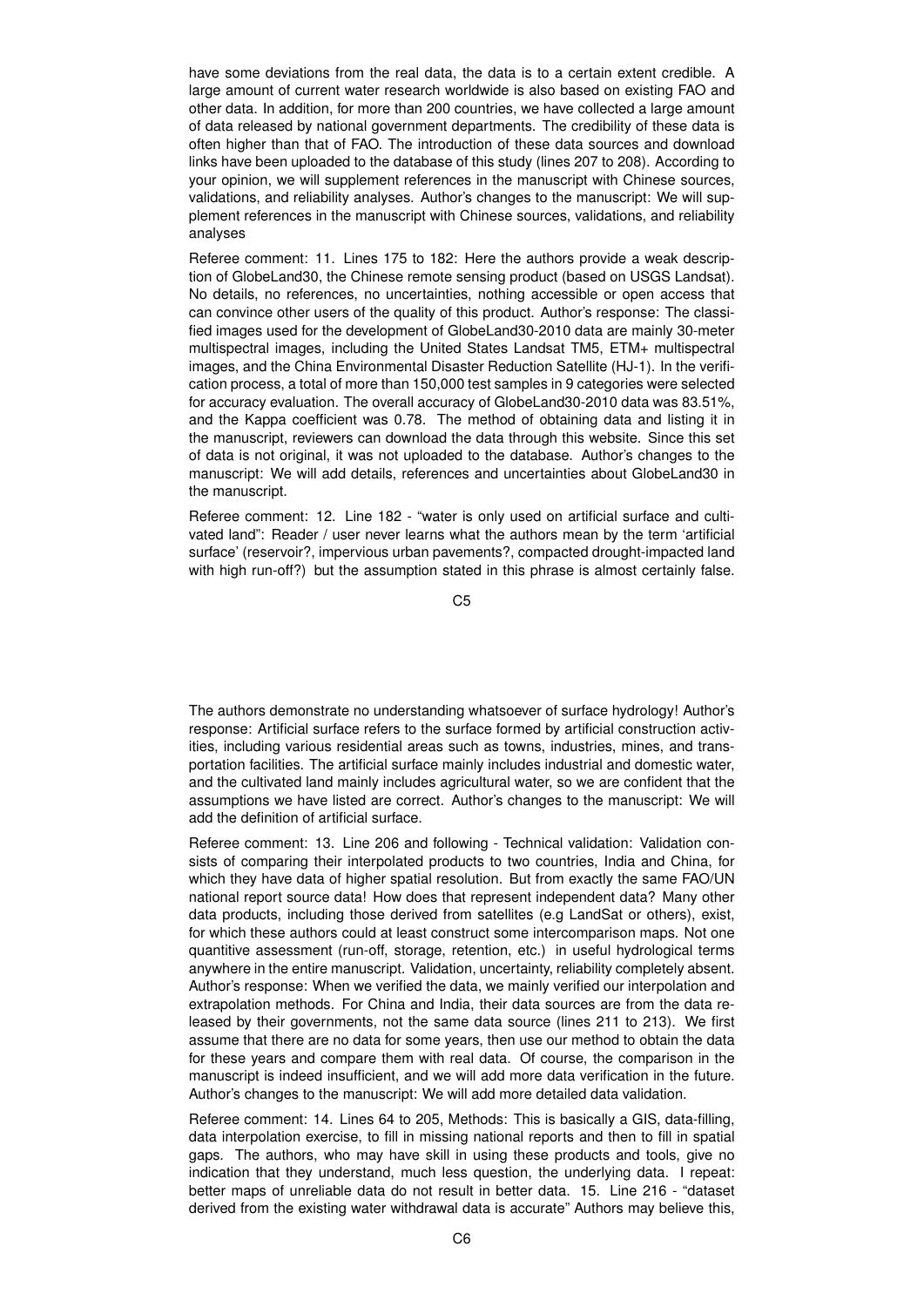have some deviations from the real data, the data is to a certain extent credible. A large amount of current water research worldwide is also based on existing FAO and other data. In addition, for more than 200 countries, we have collected a large amount of data released by national government departments. The credibility of these data is often higher than that of FAO. The introduction of these data sources and download links have been uploaded to the database of this study (lines 207 to 208). According to your opinion, we will supplement references in the manuscript with Chinese sources, validations, and reliability analyses. Author's changes to the manuscript: We will supplement references in the manuscript with Chinese sources, validations, and reliability analyses

Referee comment: 11. Lines 175 to 182: Here the authors provide a weak description of GlobeLand30, the Chinese remote sensing product (based on USGS Landsat). No details, no references, no uncertainties, nothing accessible or open access that can convince other users of the quality of this product. Author's response: The classified images used for the development of GlobeLand30-2010 data are mainly 30-meter multispectral images, including the United States Landsat TM5, ETM+ multispectral images, and the China Environmental Disaster Reduction Satellite (HJ-1). In the verification process, a total of more than 150,000 test samples in 9 categories were selected for accuracy evaluation. The overall accuracy of GlobeLand30-2010 data was 83.51%, and the Kappa coefficient was 0.78. The method of obtaining data and listing it in the manuscript, reviewers can download the data through this website. Since this set of data is not original, it was not uploaded to the database. Author's changes to the manuscript: We will add details, references and uncertainties about GlobeLand30 in the manuscript.

Referee comment: 12. Line 182 - "water is only used on artificial surface and cultivated land": Reader / user never learns what the authors mean by the term 'artificial surface' (reservoir?, impervious urban pavements?, compacted drought-impacted land with high run-off?) but the assumption stated in this phrase is almost certainly false. The authors demonstrate no understanding whatsoever of surface hydrology! Author's response: Artificial surface refers to the surface formed by artificial construction activities, including various residential areas such as towns, industries, mines, and transportation facilities. The artificial surface mainly includes industrial and domestic water, and the cultivated land mainly includes agricultural water, so we are confident that the assumptions we have listed are correct. Author's changes to the manuscript: We will add the definition of artificial surface.

Referee comment: 13. Line 206 and following - Technical validation: Validation consists of comparing their interpolated products to two countries, India and China, for which they have data of higher spatial resolution. But from exactly the same FAO/UN national report source data! How does that represent independent data? Many other data products, including those derived from satellites (e.g LandSat or others), exist, for which these authors could at least construct some intercomparison maps. Not one quantitive assessment (run-off, storage, retention, etc.) in useful hydrological terms anywhere in the entire manuscript. Validation, uncertainty, reliability completely absent. Author's response: When we verified the data, we mainly verified our interpolation and extrapolation methods. For China and India, their data sources are from the data released by their governments, not the same data source (lines 211 to 213). We first assume that there are no data for some years, then use our method to obtain the data for these years and compare them with real data. Of course, the comparison in the manuscript is indeed insufficient, and we will add more data verification in the future. Author's changes to the manuscript: We will add more detailed data validation.

Referee comment: 14. Lines 64 to 205, Methods: This is basically a GIS, data-filling, data interpolation exercise, to fill in missing national reports and then to fill in spatial gaps. The authors, who may have skill in using these products and tools, give no indication that they understand, much less question, the underlying data. I repeat: better maps of unreliable data do not result in better data. 15. Line 216 - "dataset derived from the existing water withdrawal data is accurate" Authors may believe this,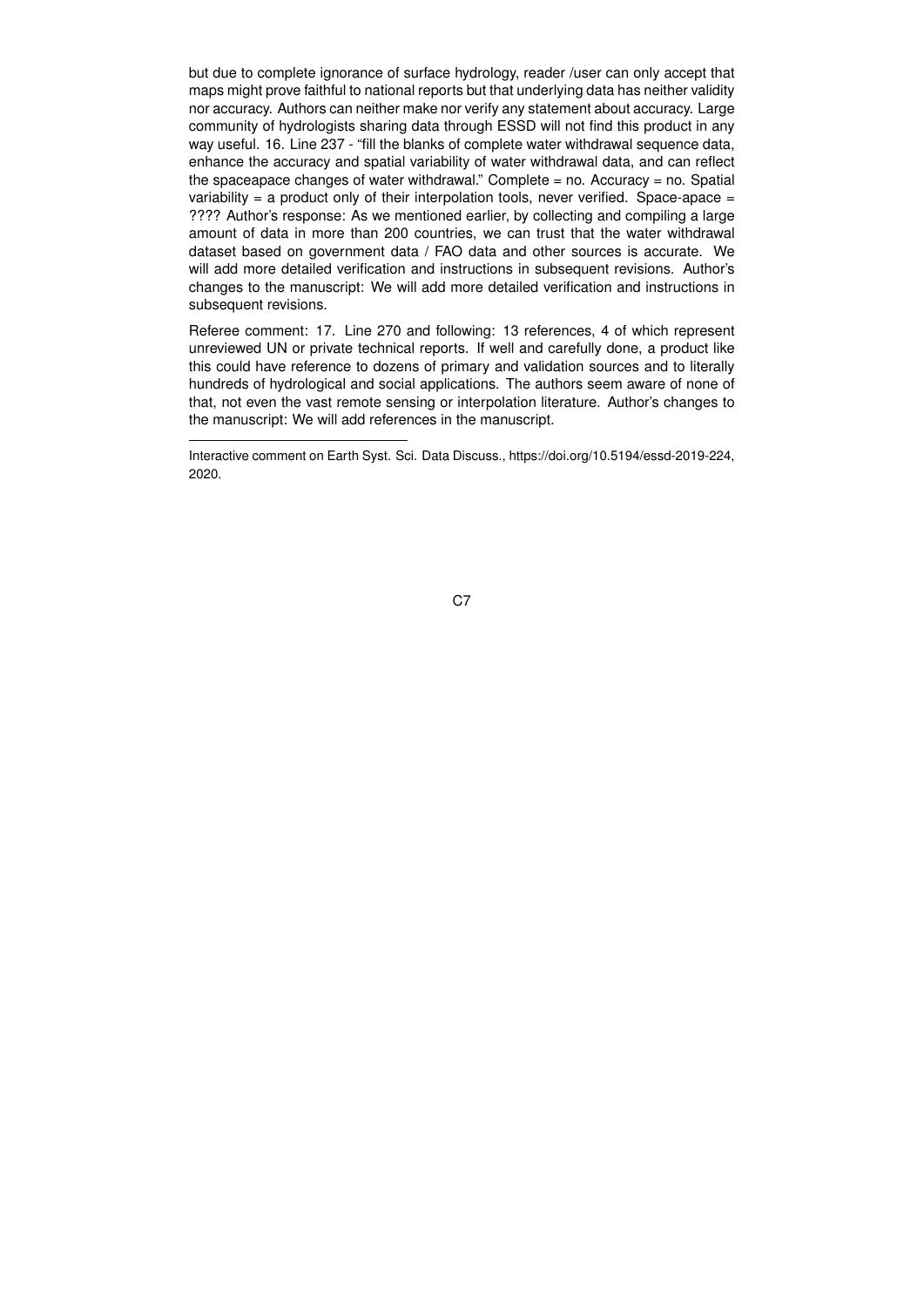but due to complete ignorance of surface hydrology, reader /user can only accept that maps might prove faithful to national reports but that underlying data has neither validity nor accuracy. Authors can neither make nor verify any statement about accuracy. Large community of hydrologists sharing data through ESSD will not find this product in any way useful. 16. Line 237 - "fill the blanks of complete water withdrawal sequence data, enhance the accuracy and spatial variability of water withdrawal data, and can reflect the spaceapace changes of water withdrawal." Complete = no. Accuracy = no. Spatial variability = a product only of their interpolation tools, never verified. Space-apace = ???? Author's response: As we mentioned earlier, by collecting and compiling a large amount of data in more than 200 countries, we can trust that the water withdrawal dataset based on government data / FAO data and other sources is accurate. We will add more detailed verification and instructions in subsequent revisions. Author's changes to the manuscript: We will add more detailed verification and instructions in subsequent revisions.

Referee comment: 17. Line 270 and following: 13 references, 4 of which represent unreviewed UN or private technical reports. If well and carefully done, a product like this could have reference to dozens of primary and validation sources and to literally hundreds of hydrological and social applications. The authors seem aware of none of that, not even the vast remote sensing or interpolation literature. Author's changes to the manuscript: We will add references in the manuscript.

---

Interactive comment on Earth Syst. Sci. Data Discuss., https://doi.org/10.5194/essd-2019-224, 2020.